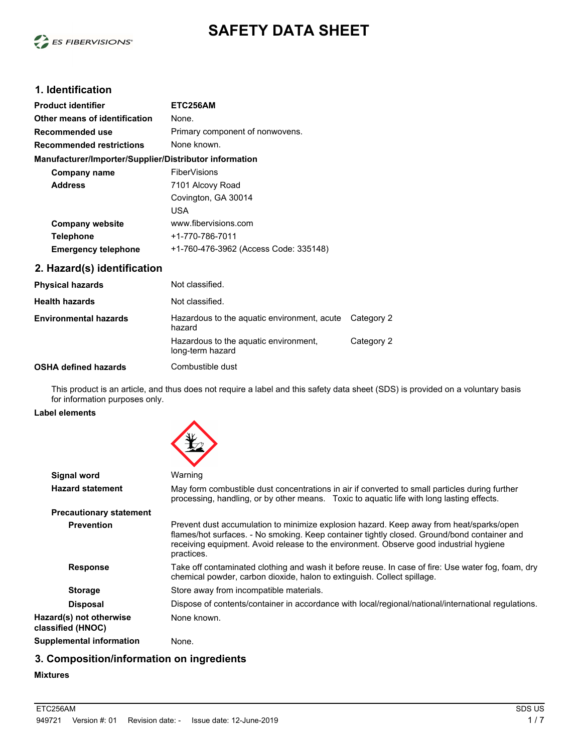# SAFETY DATA SHEET

## 1. Identification

| | |
|---|---|
| **Product identifier** | **ETC256AM** |
| **Other means of identification** | None. |
| **Recommended use** | Primary component of nonwovens. |
| **Recommended restrictions** | None known. |

**Manufacturer/Importer/Supplier/Distributor information**

| | |
|---|---|
| **Company name** | FiberVisions |
| **Address** | 7101 Alcovy Road<br>Covington, GA 30014<br>USA |
| **Company website** | www.fibervisions.com |
| **Telephone** | +1-770-786-7011 |
| **Emergency telephone** | +1-760-476-3962 (Access Code: 335148) |

## 2. Hazard(s) identification

| | | |
|---|---|---|
| **Physical hazards** | Not classified. | |
| **Health hazards** | Not classified. | |
| **Environmental hazards** | Hazardous to the aquatic environment, acute hazard | Category 2 |
| | Hazardous to the aquatic environment, long-term hazard | Category 2 |
| **OSHA defined hazards** | Combustible dust | |

This product is an article, and thus does not require a label and this safety data sheet (SDS) is provided on a voluntary basis for information purposes only.

**Label elements**

| | |
|---|---|
| **Signal word** | Warning |
| **Hazard statement** | May form combustible dust concentrations in air if converted to small particles during further processing, handling, or by other means. Toxic to aquatic life with long lasting effects. |

**Precautionary statement**

| | |
|---|---|
| **Prevention** | Prevent dust accumulation to minimize explosion hazard. Keep away from heat/sparks/open flames/hot surfaces. - No smoking. Keep container tightly closed. Ground/bond container and receiving equipment. Avoid release to the environment. Observe good industrial hygiene practices. |
| **Response** | Take off contaminated clothing and wash it before reuse. In case of fire: Use water fog, foam, dry chemical powder, carbon dioxide, halon to extinguish. Collect spillage. |
| **Storage** | Store away from incompatible materials. |
| **Disposal** | Dispose of contents/container in accordance with local/regional/national/international regulations. |
| **Hazard(s) not otherwise classified (HNOC)** | None known. |
| **Supplemental information** | None. |

## 3. Composition/information on ingredients

**Mixtures**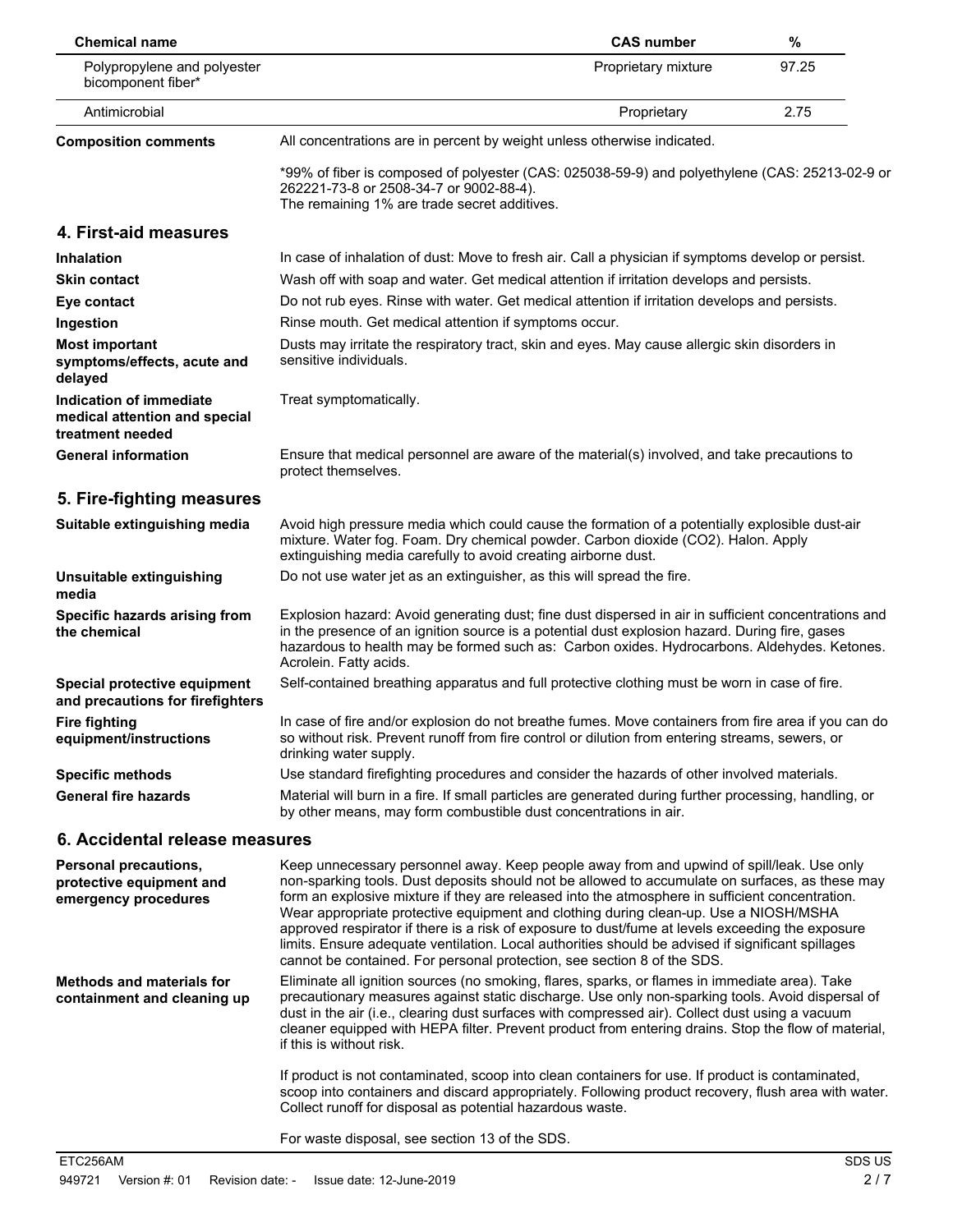| Chemical name | CAS number | % |
| --- | --- | --- |
| Polypropylene and polyester bicomponent fiber* | Proprietary mixture | 97.25 |
| Antimicrobial | Proprietary | 2.75 |

**Composition comments** All concentrations are in percent by weight unless otherwise indicated.

*99% of fiber is composed of polyester (CAS: 025038-59-9) and polyethylene (CAS: 25213-02-9 or 262221-73-8 or 2508-34-7 or 9002-88-4).
The remaining 1% are trade secret additives.

## 4. First-aid measures

**Inhalation** In case of inhalation of dust: Move to fresh air. Call a physician if symptoms develop or persist.

**Skin contact** Wash off with soap and water. Get medical attention if irritation develops and persists.

**Eye contact** Do not rub eyes. Rinse with water. Get medical attention if irritation develops and persists.

**Ingestion** Rinse mouth. Get medical attention if symptoms occur.

**Most important symptoms/effects, acute and delayed** Dusts may irritate the respiratory tract, skin and eyes. May cause allergic skin disorders in sensitive individuals.

**Indication of immediate medical attention and special treatment needed** Treat symptomatically.

**General information** Ensure that medical personnel are aware of the material(s) involved, and take precautions to protect themselves.

## 5. Fire-fighting measures

**Suitable extinguishing media** Avoid high pressure media which could cause the formation of a potentially explosible dust-air mixture. Water fog. Foam. Dry chemical powder. Carbon dioxide ($CO_2$). Halon. Apply extinguishing media carefully to avoid creating airborne dust.

**Unsuitable extinguishing media** Do not use water jet as an extinguisher, as this will spread the fire.

**Specific hazards arising from the chemical** Explosion hazard: Avoid generating dust; fine dust dispersed in air in sufficient concentrations and in the presence of an ignition source is a potential dust explosion hazard. During fire, gases hazardous to health may be formed such as: Carbon oxides. Hydrocarbons. Aldehydes. Ketones. Acrolein. Fatty acids.

**Special protective equipment and precautions for firefighters** Self-contained breathing apparatus and full protective clothing must be worn in case of fire.

**Fire fighting equipment/instructions** In case of fire and/or explosion do not breathe fumes. Move containers from fire area if you can do so without risk. Prevent runoff from fire control or dilution from entering streams, sewers, or drinking water supply.

**Specific methods** Use standard firefighting procedures and consider the hazards of other involved materials.

**General fire hazards** Material will burn in a fire. If small particles are generated during further processing, handling, or by other means, may form combustible dust concentrations in air.

## 6. Accidental release measures

**Personal precautions, protective equipment and emergency procedures** Keep unnecessary personnel away. Keep people away from and upwind of spill/leak. Use only non-sparking tools. Dust deposits should not be allowed to accumulate on surfaces, as these may form an explosive mixture if they are released into the atmosphere in sufficient concentration. Wear appropriate protective equipment and clothing during clean-up. Use a NIOSH/MSHA approved respirator if there is a risk of exposure to dust/fume at levels exceeding the exposure limits. Ensure adequate ventilation. Local authorities should be advised if significant spillages cannot be contained. For personal protection, see section 8 of the SDS.

**Methods and materials for containment and cleaning up** Eliminate all ignition sources (no smoking, flares, sparks, or flames in immediate area). Take precautionary measures against static discharge. Use only non-sparking tools. Avoid dispersal of dust in the air (i.e., clearing dust surfaces with compressed air). Collect dust using a vacuum cleaner equipped with HEPA filter. Prevent product from entering drains. Stop the flow of material, if this is without risk.

If product is not contaminated, scoop into clean containers for use. If product is contaminated, scoop into containers and discard appropriately. Following product recovery, flush area with water. Collect runoff for disposal as potential hazardous waste.

For waste disposal, see section 13 of the SDS.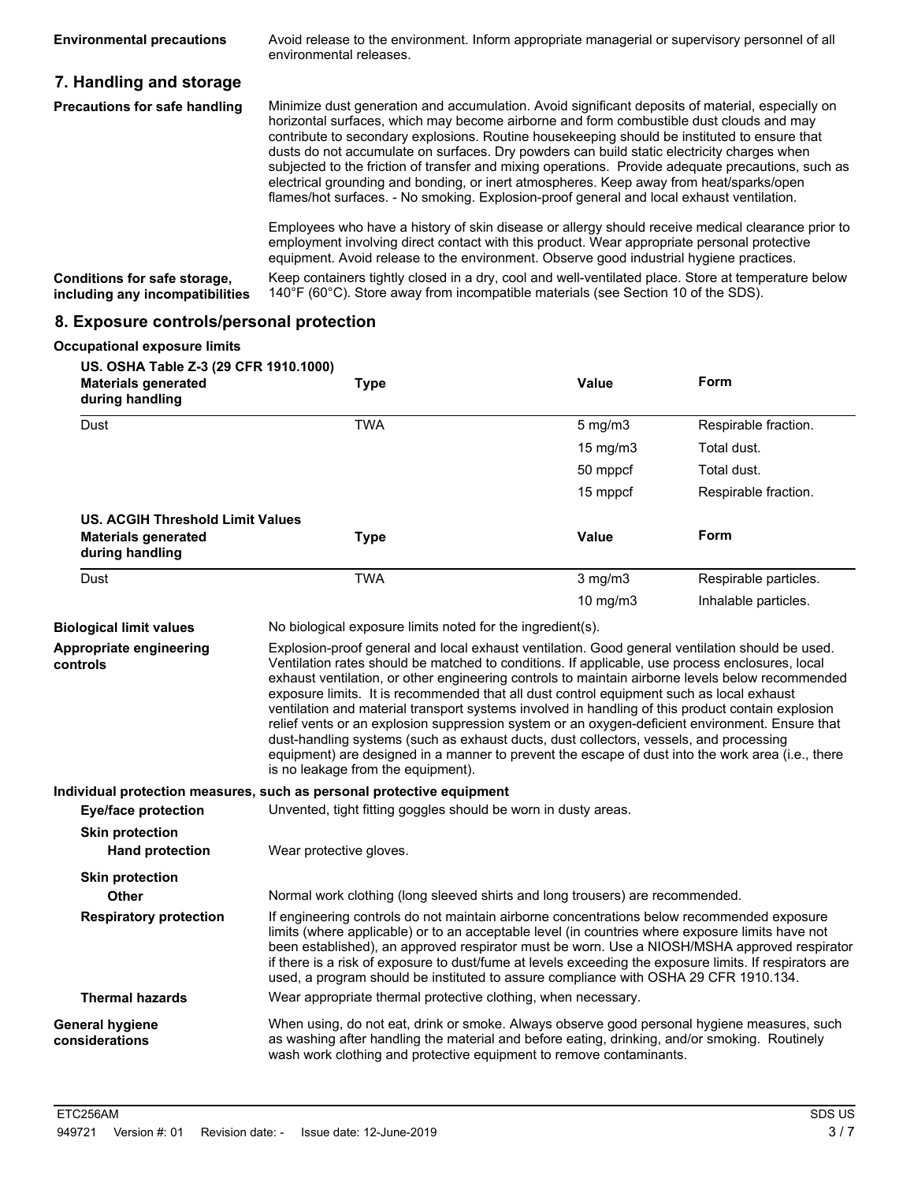**Environmental precautions**

Avoid release to the environment. Inform appropriate managerial or supervisory personnel of all environmental releases.

## 7. Handling and storage

**Precautions for safe handling**

Minimize dust generation and accumulation. Avoid significant deposits of material, especially on horizontal surfaces, which may become airborne and form combustible dust clouds and may contribute to secondary explosions. Routine housekeeping should be instituted to ensure that dusts do not accumulate on surfaces. Dry powders can build static electricity charges when subjected to the friction of transfer and mixing operations. Provide adequate precautions, such as electrical grounding and bonding, or inert atmospheres. Keep away from heat/sparks/open flames/hot surfaces. - No smoking. Explosion-proof general and local exhaust ventilation.

Employees who have a history of skin disease or allergy should receive medical clearance prior to employment involving direct contact with this product. Wear appropriate personal protective equipment. Avoid release to the environment. Observe good industrial hygiene practices.

**Conditions for safe storage, including any incompatibilities**

Keep containers tightly closed in a dry, cool and well-ventilated place. Store at temperature below 140°F (60°C). Store away from incompatible materials (see Section 10 of the SDS).

## 8. Exposure controls/personal protection

**Occupational exposure limits**

**US. OSHA Table Z-3 (29 CFR 1910.1000)**

| Materials generated during handling | Type | Value | Form |
|---|---|---|---|
| Dust | TWA | 5 mg/m3 | Respirable fraction. |
| | | 15 mg/m3 | Total dust. |
| | | 50 mppcf | Total dust. |
| | | 15 mppcf | Respirable fraction. |

**US. ACGIH Threshold Limit Values**

| Materials generated during handling | Type | Value | Form |
|---|---|---|---|
| Dust | TWA | 3 mg/m3 | Respirable particles. |
| | | 10 mg/m3 | Inhalable particles. |

**Biological limit values**

No biological exposure limits noted for the ingredient(s).

**Appropriate engineering controls**

Explosion-proof general and local exhaust ventilation. Good general ventilation should be used. Ventilation rates should be matched to conditions. If applicable, use process enclosures, local exhaust ventilation, or other engineering controls to maintain airborne levels below recommended exposure limits. It is recommended that all dust control equipment such as local exhaust ventilation and material transport systems involved in handling of this product contain explosion relief vents or an explosion suppression system or an oxygen-deficient environment. Ensure that dust-handling systems (such as exhaust ducts, dust collectors, vessels, and processing equipment) are designed in a manner to prevent the escape of dust into the work area (i.e., there is no leakage from the equipment).

**Individual protection measures, such as personal protective equipment**

**Eye/face protection**

Unvented, tight fitting goggles should be worn in dusty areas.

**Skin protection**

**Hand protection**

Wear protective gloves.

**Skin protection**

**Other**

Normal work clothing (long sleeved shirts and long trousers) are recommended.

**Respiratory protection**

If engineering controls do not maintain airborne concentrations below recommended exposure limits (where applicable) or to an acceptable level (in countries where exposure limits have not been established), an approved respirator must be worn. Use a NIOSH/MSHA approved respirator if there is a risk of exposure to dust/fume at levels exceeding the exposure limits. If respirators are used, a program should be instituted to assure compliance with OSHA 29 CFR 1910.134.

**Thermal hazards**

Wear appropriate thermal protective clothing, when necessary.

**General hygiene considerations**

When using, do not eat, drink or smoke. Always observe good personal hygiene measures, such as washing after handling the material and before eating, drinking, and/or smoking. Routinely wash work clothing and protective equipment to remove contaminants.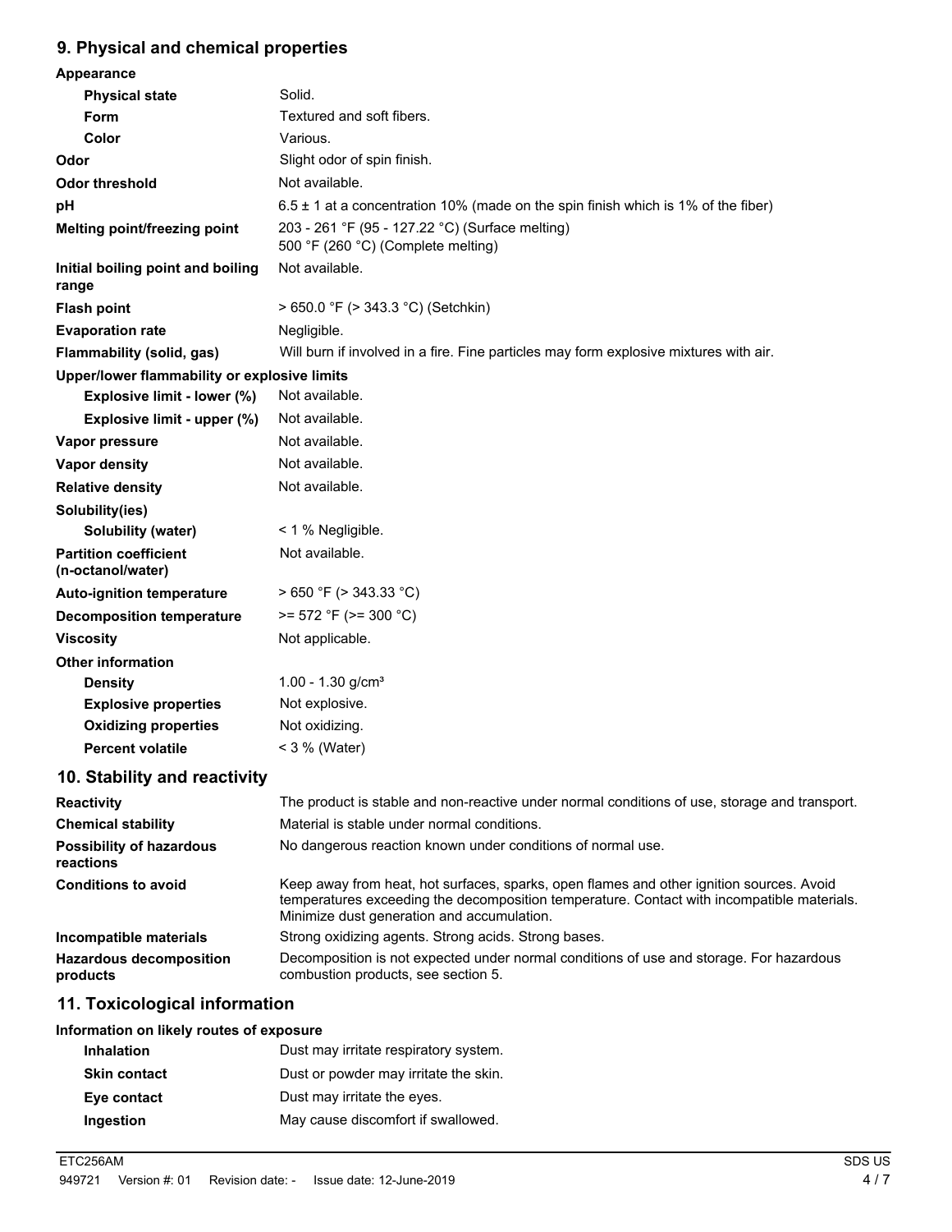## 9. Physical and chemical properties

**Appearance**

| | |
|---|---|
| **Physical state** | Solid. |
| **Form** | Textured and soft fibers. |
| **Color** | Various. |
| **Odor** | Slight odor of spin finish. |
| **Odor threshold** | Not available. |
| **pH** | 6.5 ± 1 at a concentration 10% (made on the spin finish which is 1% of the fiber) |
| **Melting point/freezing point** | 203 - 261 °F (95 - 127.22 °C) (Surface melting)<br>500 °F (260 °C) (Complete melting) |
| **Initial boiling point and boiling range** | Not available. |
| **Flash point** | > 650.0 °F (> 343.3 °C) (Setchkin) |
| **Evaporation rate** | Negligible. |
| **Flammability (solid, gas)** | Will burn if involved in a fire. Fine particles may form explosive mixtures with air. |

**Upper/lower flammability or explosive limits**

| | |
|---|---|
| **Explosive limit - lower (%)** | Not available. |
| **Explosive limit - upper (%)** | Not available. |
| **Vapor pressure** | Not available. |
| **Vapor density** | Not available. |
| **Relative density** | Not available. |

**Solubility(ies)**

| | |
|---|---|
| **Solubility (water)** | < 1 % Negligible. |
| **Partition coefficient (n-octanol/water)** | Not available. |
| **Auto-ignition temperature** | > 650 °F (> 343.33 °C) |
| **Decomposition temperature** | >= 572 °F (>= 300 °C) |
| **Viscosity** | Not applicable. |

**Other information**

| | |
|---|---|
| **Density** | 1.00 - 1.30 g/cm³ |
| **Explosive properties** | Not explosive. |
| **Oxidizing properties** | Not oxidizing. |
| **Percent volatile** | < 3 % (Water) |

## 10. Stability and reactivity

| | |
|---|---|
| **Reactivity** | The product is stable and non-reactive under normal conditions of use, storage and transport. |
| **Chemical stability** | Material is stable under normal conditions. |
| **Possibility of hazardous reactions** | No dangerous reaction known under conditions of normal use. |
| **Conditions to avoid** | Keep away from heat, hot surfaces, sparks, open flames and other ignition sources. Avoid temperatures exceeding the decomposition temperature. Contact with incompatible materials. Minimize dust generation and accumulation. |
| **Incompatible materials** | Strong oxidizing agents. Strong acids. Strong bases. |
| **Hazardous decomposition products** | Decomposition is not expected under normal conditions of use and storage. For hazardous combustion products, see section 5. |

## 11. Toxicological information

**Information on likely routes of exposure**

| | |
|---|---|
| **Inhalation** | Dust may irritate respiratory system. |
| **Skin contact** | Dust or powder may irritate the skin. |
| **Eye contact** | Dust may irritate the eyes. |
| **Ingestion** | May cause discomfort if swallowed. |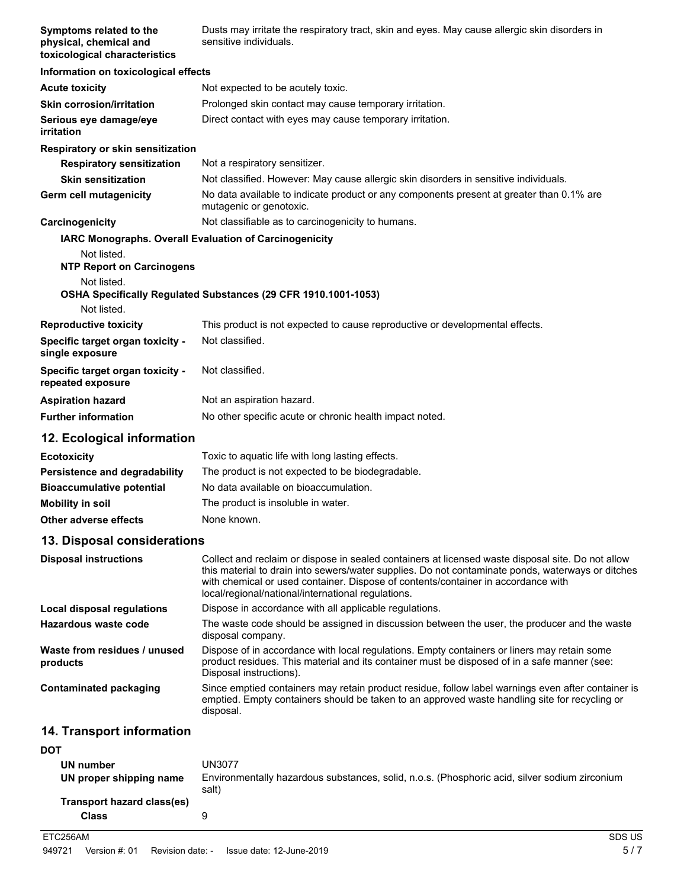| | |
|---|---|
| **Symptoms related to the physical, chemical and toxicological characteristics** | Dusts may irritate the respiratory tract, skin and eyes. May cause allergic skin disorders in sensitive individuals. |

**Information on toxicological effects**

| | |
|---|---|
| **Acute toxicity** | Not expected to be acutely toxic. |
| **Skin corrosion/irritation** | Prolonged skin contact may cause temporary irritation. |
| **Serious eye damage/eye irritation** | Direct contact with eyes may cause temporary irritation. |

**Respiratory or skin sensitization**

| | |
|---|---|
| **Respiratory sensitization** | Not a respiratory sensitizer. |
| **Skin sensitization** | Not classified. However: May cause allergic skin disorders in sensitive individuals. |
| **Germ cell mutagenicity** | No data available to indicate product or any components present at greater than 0.1% are mutagenic or genotoxic. |
| **Carcinogenicity** | Not classifiable as to carcinogenicity to humans. |

**IARC Monographs. Overall Evaluation of Carcinogenicity**

Not listed.

**NTP Report on Carcinogens**

Not listed.

**OSHA Specifically Regulated Substances (29 CFR 1910.1001-1053)**

Not listed.

| | |
|---|---|
| **Reproductive toxicity** | This product is not expected to cause reproductive or developmental effects. |
| **Specific target organ toxicity - single exposure** | Not classified. |
| **Specific target organ toxicity - repeated exposure** | Not classified. |
| **Aspiration hazard** | Not an aspiration hazard. |
| **Further information** | No other specific acute or chronic health impact noted. |

## 12. Ecological information

| | |
|---|---|
| **Ecotoxicity** | Toxic to aquatic life with long lasting effects. |
| **Persistence and degradability** | The product is not expected to be biodegradable. |
| **Bioaccumulative potential** | No data available on bioaccumulation. |
| **Mobility in soil** | The product is insoluble in water. |
| **Other adverse effects** | None known. |

## 13. Disposal considerations

| | |
|---|---|
| **Disposal instructions** | Collect and reclaim or dispose in sealed containers at licensed waste disposal site. Do not allow this material to drain into sewers/water supplies. Do not contaminate ponds, waterways or ditches with chemical or used container. Dispose of contents/container in accordance with local/regional/national/international regulations. |
| **Local disposal regulations** | Dispose in accordance with all applicable regulations. |
| **Hazardous waste code** | The waste code should be assigned in discussion between the user, the producer and the waste disposal company. |
| **Waste from residues / unused products** | Dispose of in accordance with local regulations. Empty containers or liners may retain some product residues. This material and its container must be disposed of in a safe manner (see: Disposal instructions). |
| **Contaminated packaging** | Since emptied containers may retain product residue, follow label warnings even after container is emptied. Empty containers should be taken to an approved waste handling site for recycling or disposal. |

## 14. Transport information

**DOT**

| | |
|---|---|
| **UN number** | UN3077 |
| **UN proper shipping name** | Environmentally hazardous substances, solid, n.o.s. (Phosphoric acid, silver sodium zirconium salt) |
| **Transport hazard class(es)** | |
| **Class** | 9 |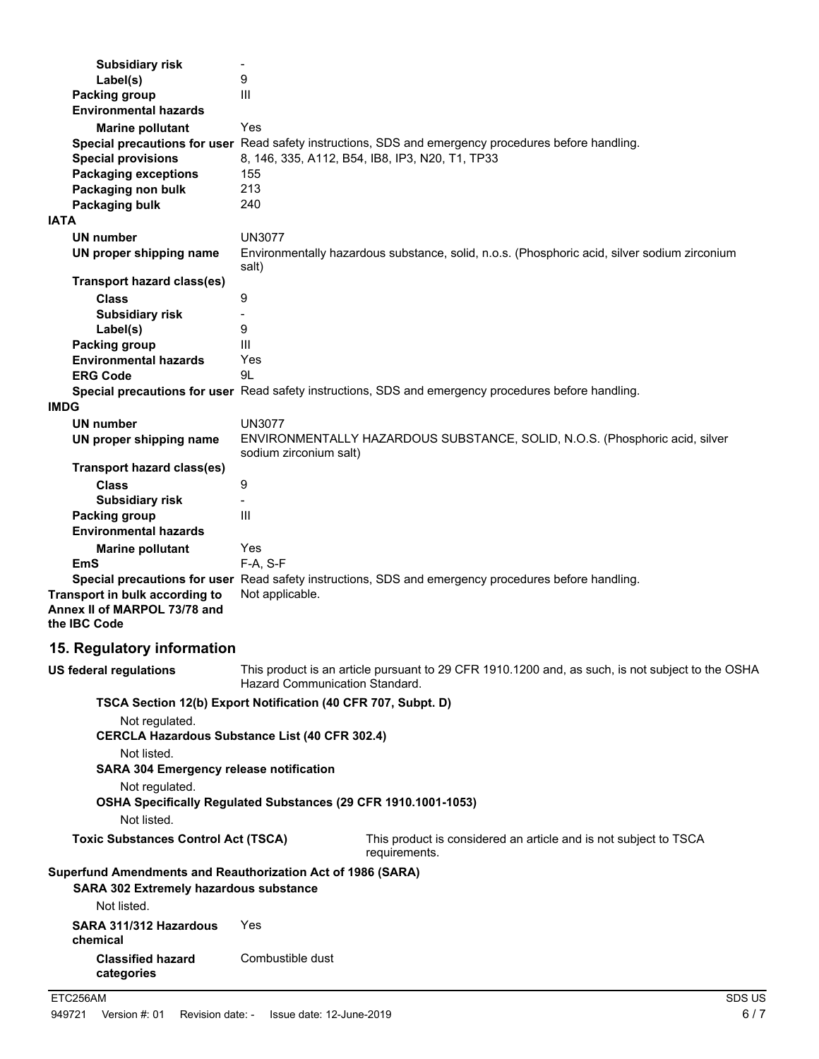| | |
|---|---|
| **Subsidiary risk** | - |
| **Label(s)** | 9 |
| **Packing group** | III |
| **Environmental hazards** | |
| **Marine pollutant** | Yes |
| **Special precautions for user** | Read safety instructions, SDS and emergency procedures before handling. |
| **Special provisions** | 8, 146, 335, A112, B54, IB8, IP3, N20, T1, TP33 |
| **Packaging exceptions** | 155 |
| **Packaging non bulk** | 213 |
| **Packaging bulk** | 240 |

**IATA**

| | |
|---|---|
| **UN number** | UN3077 |
| **UN proper shipping name** | Environmentally hazardous substance, solid, n.o.s. (Phosphoric acid, silver sodium zirconium salt) |
| **Transport hazard class(es)** | |
| **Class** | 9 |
| **Subsidiary risk** | - |
| **Label(s)** | 9 |
| **Packing group** | III |
| **Environmental hazards** | Yes |
| **ERG Code** | 9L |
| **Special precautions for user** | Read safety instructions, SDS and emergency procedures before handling. |

**IMDG**

| | |
|---|---|
| **UN number** | UN3077 |
| **UN proper shipping name** | ENVIRONMENTALLY HAZARDOUS SUBSTANCE, SOLID, N.O.S. (Phosphoric acid, silver sodium zirconium salt) |
| **Transport hazard class(es)** | |
| **Class** | 9 |
| **Subsidiary risk** | - |
| **Packing group** | III |
| **Environmental hazards** | |
| **Marine pollutant** | Yes |
| **EmS** | F-A, S-F |
| **Special precautions for user** | Read safety instructions, SDS and emergency procedures before handling. |

**Transport in bulk according to Annex II of MARPOL 73/78 and the IBC Code** Not applicable.

## 15. Regulatory information

**US federal regulations** This product is an article pursuant to 29 CFR 1910.1200 and, as such, is not subject to the OSHA Hazard Communication Standard.

**TSCA Section 12(b) Export Notification (40 CFR 707, Subpt. D)**

Not regulated.

**CERCLA Hazardous Substance List (40 CFR 302.4)**

Not listed.

**SARA 304 Emergency release notification**

Not regulated.

**OSHA Specifically Regulated Substances (29 CFR 1910.1001-1053)**

Not listed.

**Toxic Substances Control Act (TSCA)** This product is considered an article and is not subject to TSCA requirements.

**Superfund Amendments and Reauthorization Act of 1986 (SARA)**

**SARA 302 Extremely hazardous substance**

Not listed.

**SARA 311/312 Hazardous chemical** Yes

**Classified hazard categories** Combustible dust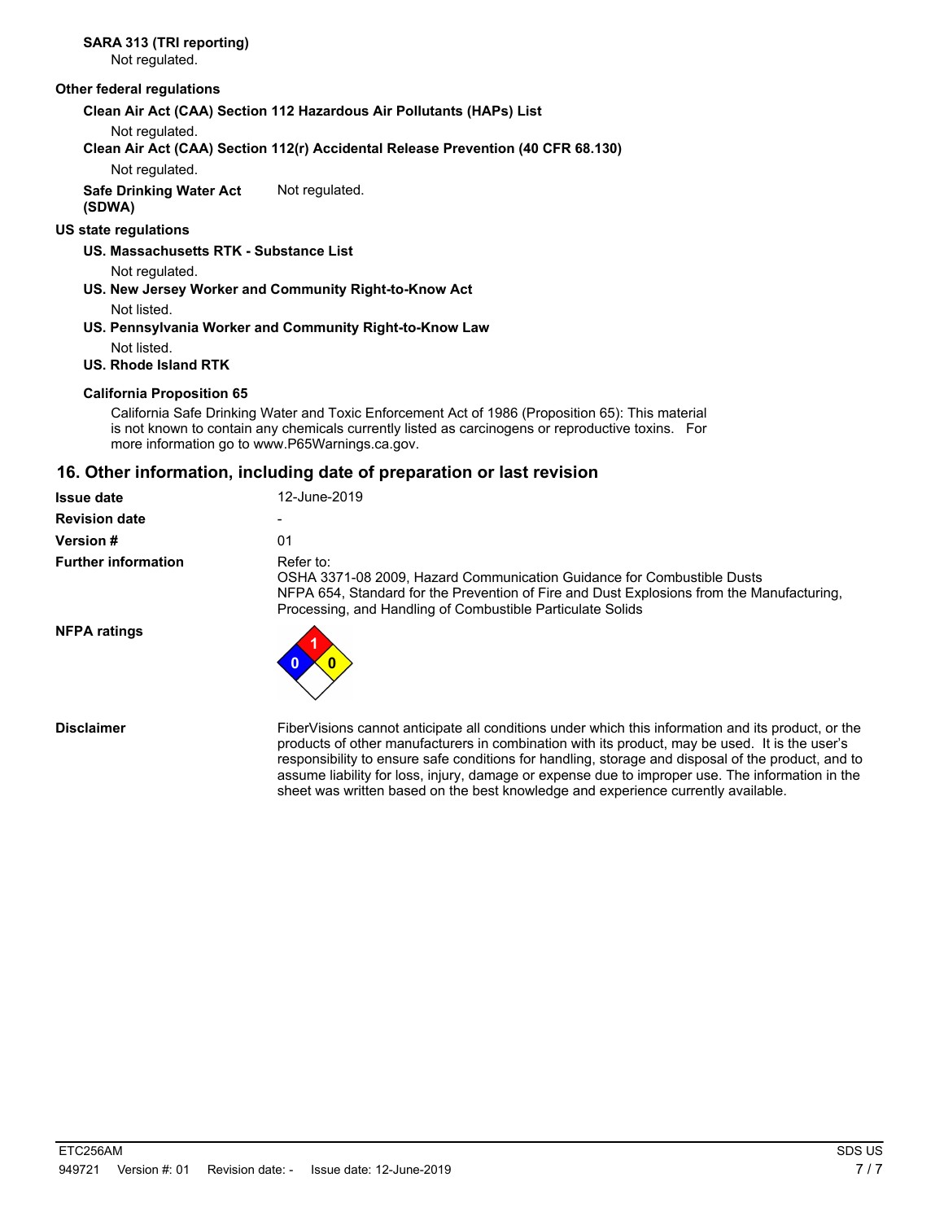**SARA 313 (TRI reporting)**

Not regulated.

**Other federal regulations**

**Clean Air Act (CAA) Section 112 Hazardous Air Pollutants (HAPs) List**

Not regulated.

**Clean Air Act (CAA) Section 112(r) Accidental Release Prevention (40 CFR 68.130)**

Not regulated.

**Safe Drinking Water Act (SDWA)** Not regulated.

**US state regulations**

**US. Massachusetts RTK - Substance List**

Not regulated.

**US. New Jersey Worker and Community Right-to-Know Act**

Not listed.

**US. Pennsylvania Worker and Community Right-to-Know Law**

Not listed.

**US. Rhode Island RTK**

**California Proposition 65**

California Safe Drinking Water and Toxic Enforcement Act of 1986 (Proposition 65): This material is not known to contain any chemicals currently listed as carcinogens or reproductive toxins. For more information go to www.P65Warnings.ca.gov.

## 16. Other information, including date of preparation or last revision

| | |
|---|---|
| **Issue date** | 12-June-2019 |
| **Revision date** | - |
| **Version #** | 01 |
| **Further information** | Refer to:<br>OSHA 3371-08 2009, Hazard Communication Guidance for Combustible Dusts<br>NFPA 654, Standard for the Prevention of Fire and Dust Explosions from the Manufacturing, Processing, and Handling of Combustible Particulate Solids |
| **NFPA ratings** | 1<br>0 0 |
| **Disclaimer** | FiberVisions cannot anticipate all conditions under which this information and its product, or the products of other manufacturers in combination with its product, may be used. It is the user's responsibility to ensure safe conditions for handling, storage and disposal of the product, and to assume liability for loss, injury, damage or expense due to improper use. The information in the sheet was written based on the best knowledge and experience currently available. |

ETC256AM
949721 Version #: 01 Revision date: - Issue date: 12-June-2019